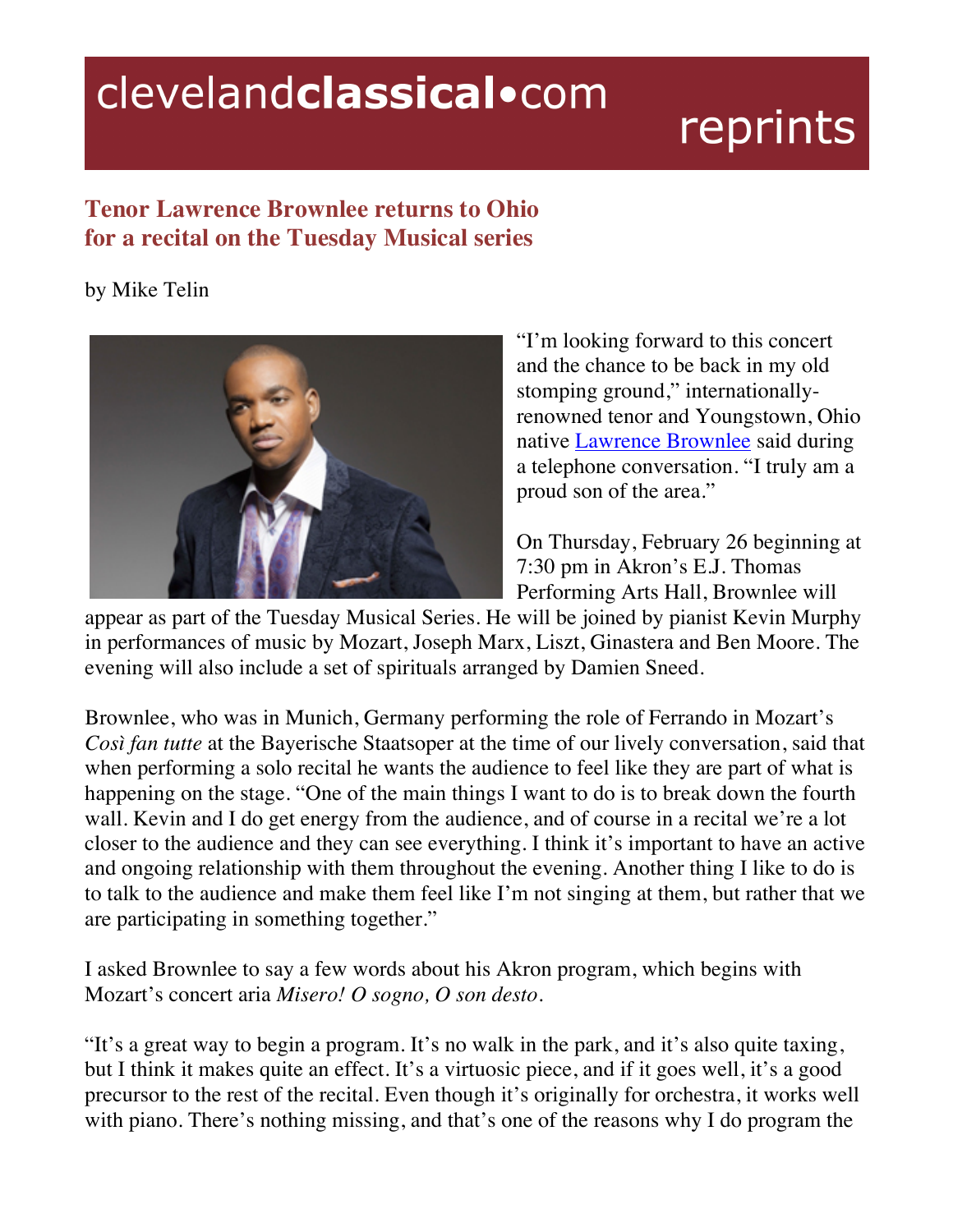# clevelandclassical•com reprints

## Tenor Lawrence Brownlee returns to Ohio for a recital on the Tuesday Musical series

by Mike Telin

"I'm looking forward to this concert and the chance to be back in my old stomping ground," internationally-renowned tenor and Youngstown, Ohio native Lawrence Brownlee said during a telephone conversation. "I truly am a proud son of the area."

On Thursday, February 26 beginning at 7:30 pm in Akron's E.J. Thomas Performing Arts Hall, Brownlee will appear as part of the Tuesday Musical Series. He will be joined by pianist Kevin Murphy in performances of music by Mozart, Joseph Marx, Liszt, Ginastera and Ben Moore. The evening will also include a set of spirituals arranged by Damien Sneed.

Brownlee, who was in Munich, Germany performing the role of Ferrando in Mozart's *Così fan tutte* at the Bayerische Staatsoper at the time of our lively conversation, said that when performing a solo recital he wants the audience to feel like they are part of what is happening on the stage. "One of the main things I want to do is to break down the fourth wall. Kevin and I do get energy from the audience, and of course in a recital we're a lot closer to the audience and they can see everything. I think it's important to have an active and ongoing relationship with them throughout the evening. Another thing I like to do is to talk to the audience and make them feel like I'm not singing at them, but rather that we are participating in something together."

I asked Brownlee to say a few words about his Akron program, which begins with Mozart's concert aria *Misero! O sogno, O son desto*.

"It's a great way to begin a program. It's no walk in the park, and it's also quite taxing, but I think it makes quite an effect. It's a virtuosic piece, and if it goes well, it's a good precursor to the rest of the recital. Even though it's originally for orchestra, it works well with piano. There's nothing missing, and that's one of the reasons why I do program the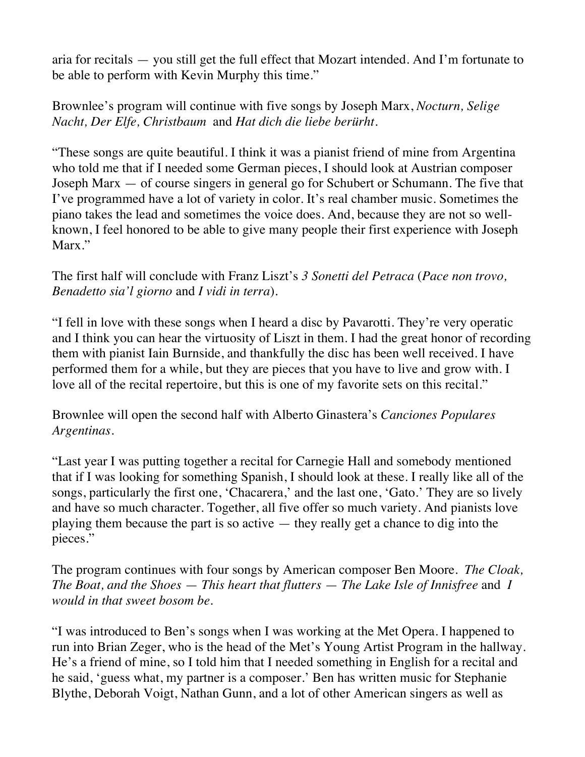aria for recitals — you still get the full effect that Mozart intended. And I'm fortunate to be able to perform with Kevin Murphy this time."

Brownlee's program will continue with five songs by Joseph Marx, *Nocturn, Selige Nacht, Der Elfe, Christbaum* and *Hat dich die liebe berürht.*

"These songs are quite beautiful. I think it was a pianist friend of mine from Argentina who told me that if I needed some German pieces, I should look at Austrian composer Joseph Marx — of course singers in general go for Schubert or Schumann. The five that I've programmed have a lot of variety in color. It's real chamber music. Sometimes the piano takes the lead and sometimes the voice does. And, because they are not so well-known, I feel honored to be able to give many people their first experience with Joseph Marx."

The first half will conclude with Franz Liszt's *3 Sonetti del Petraca* (*Pace non trovo, Benadetto sia'l giorno* and *I vidi in terra*).

"I fell in love with these songs when I heard a disc by Pavarotti. They're very operatic and I think you can hear the virtuosity of Liszt in them. I had the great honor of recording them with pianist Iain Burnside, and thankfully the disc has been well received. I have performed them for a while, but they are pieces that you have to live and grow with. I love all of the recital repertoire, but this is one of my favorite sets on this recital."

Brownlee will open the second half with Alberto Ginastera's *Canciones Populares Argentinas.*

"Last year I was putting together a recital for Carnegie Hall and somebody mentioned that if I was looking for something Spanish, I should look at these. I really like all of the songs, particularly the first one, 'Chacarera,' and the last one, 'Gato.' They are so lively and have so much character. Together, all five offer so much variety. And pianists love playing them because the part is so active — they really get a chance to dig into the pieces."

The program continues with four songs by American composer Ben Moore. *The Cloak, The Boat, and the Shoes — This heart that flutters — The Lake Isle of Innisfree* and *I would in that sweet bosom be.*

"I was introduced to Ben's songs when I was working at the Met Opera. I happened to run into Brian Zeger, who is the head of the Met's Young Artist Program in the hallway. He's a friend of mine, so I told him that I needed something in English for a recital and he said, 'guess what, my partner is a composer.' Ben has written music for Stephanie Blythe, Deborah Voigt, Nathan Gunn, and a lot of other American singers as well as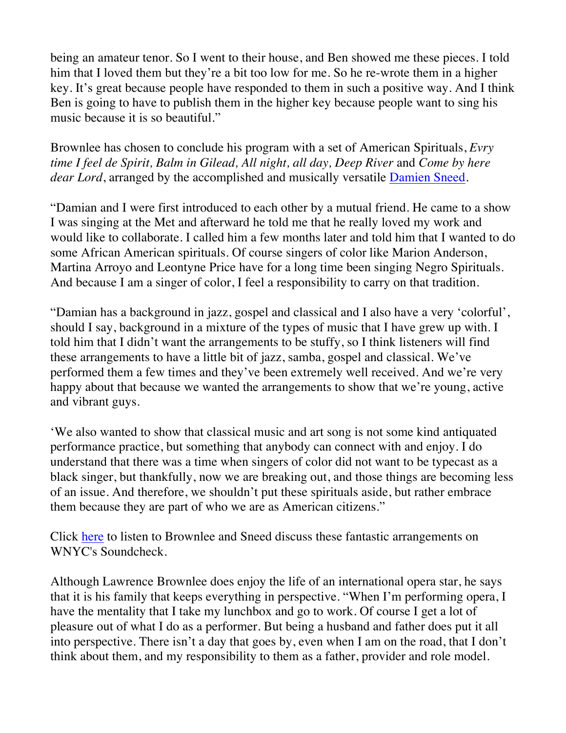being an amateur tenor. So I went to their house, and Ben showed me these pieces. I told him that I loved them but they're a bit too low for me. So he re-wrote them in a higher key. It's great because people have responded to them in such a positive way. And I think Ben is going to have to publish them in the higher key because people want to sing his music because it is so beautiful."

Brownlee has chosen to conclude his program with a set of American Spirituals, *Evry time I feel de Spirit, Balm in Gilead, All night, all day, Deep River* and *Come by here dear Lord*, arranged by the accomplished and musically versatile [Damien Sneed].

"Damian and I were first introduced to each other by a mutual friend. He came to a show I was singing at the Met and afterward he told me that he really loved my work and would like to collaborate. I called him a few months later and told him that I wanted to do some African American spirituals. Of course singers of color like Marion Anderson, Martina Arroyo and Leontyne Price have for a long time been singing Negro Spirituals. And because I am a singer of color, I feel a responsibility to carry on that tradition.

"Damian has a background in jazz, gospel and classical and I also have a very 'colorful', should I say, background in a mixture of the types of music that I have grew up with. I told him that I didn't want the arrangements to be stuffy, so I think listeners will find these arrangements to have a little bit of jazz, samba, gospel and classical. We've performed them a few times and they've been extremely well received. And we're very happy about that because we wanted the arrangements to show that we're young, active and vibrant guys.

'We also wanted to show that classical music and art song is not some kind antiquated performance practice, but something that anybody can connect with and enjoy. I do understand that there was a time when singers of color did not want to be typecast as a black singer, but thankfully, now we are breaking out, and those things are becoming less of an issue. And therefore, we shouldn't put these spirituals aside, but rather embrace them because they are part of who we are as American citizens."

Click [here] to listen to Brownlee and Sneed discuss these fantastic arrangements on WNYC's Soundcheck.

Although Lawrence Brownlee does enjoy the life of an international opera star, he says that it is his family that keeps everything in perspective. "When I'm performing opera, I have the mentality that I take my lunchbox and go to work. Of course I get a lot of pleasure out of what I do as a performer. But being a husband and father does put it all into perspective. There isn't a day that goes by, even when I am on the road, that I don't think about them, and my responsibility to them as a father, provider and role model.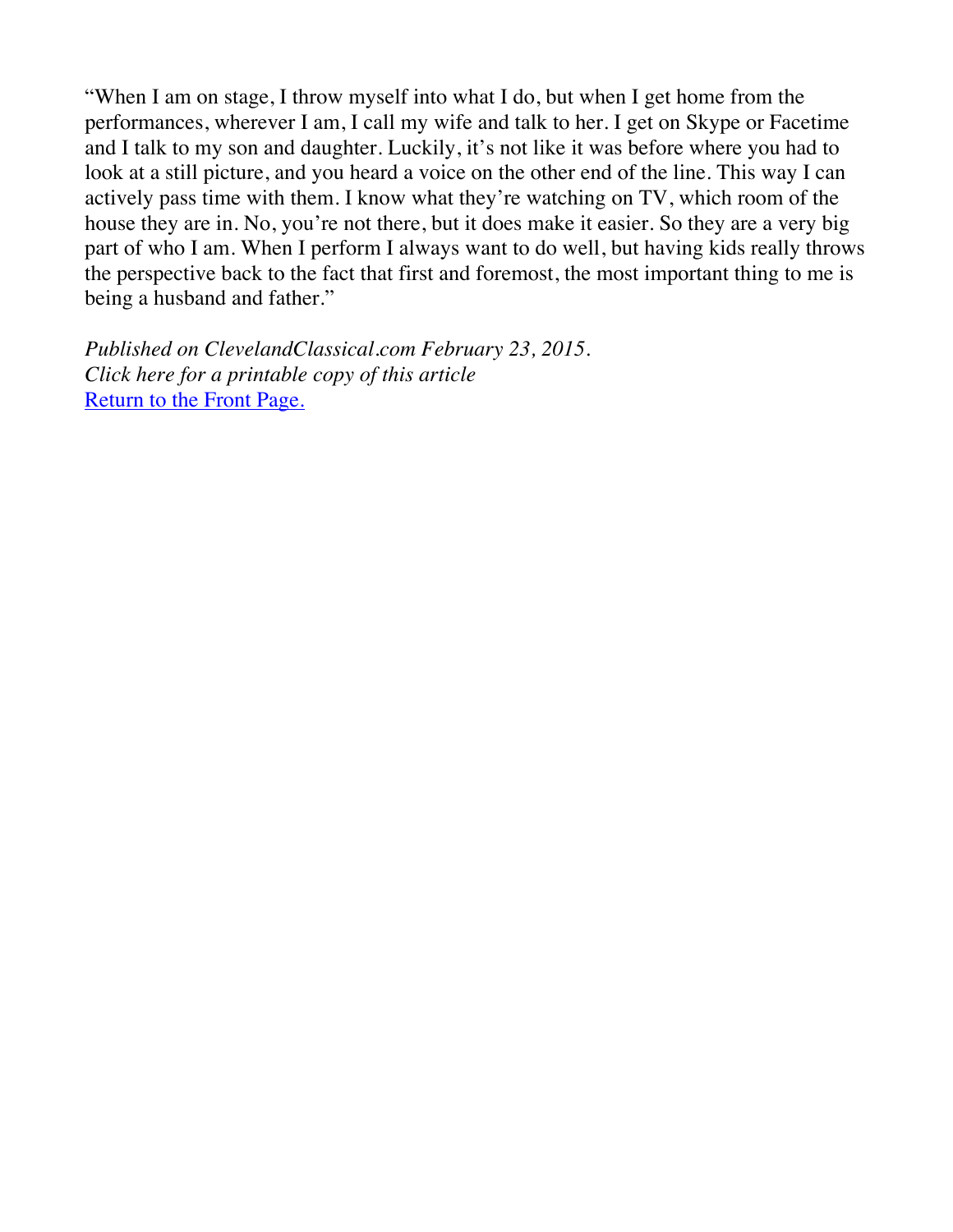"When I am on stage, I throw myself into what I do, but when I get home from the performances, wherever I am, I call my wife and talk to her. I get on Skype or Facetime and I talk to my son and daughter. Luckily, it's not like it was before where you had to look at a still picture, and you heard a voice on the other end of the line. This way I can actively pass time with them. I know what they're watching on TV, which room of the house they are in. No, you're not there, but it does make it easier. So they are a very big part of who I am. When I perform I always want to do well, but having kids really throws the perspective back to the fact that first and foremost, the most important thing to me is being a husband and father."

*Published on ClevelandClassical.com February 23, 2015.*
*Click here for a printable copy of this article*
Return to the Front Page.